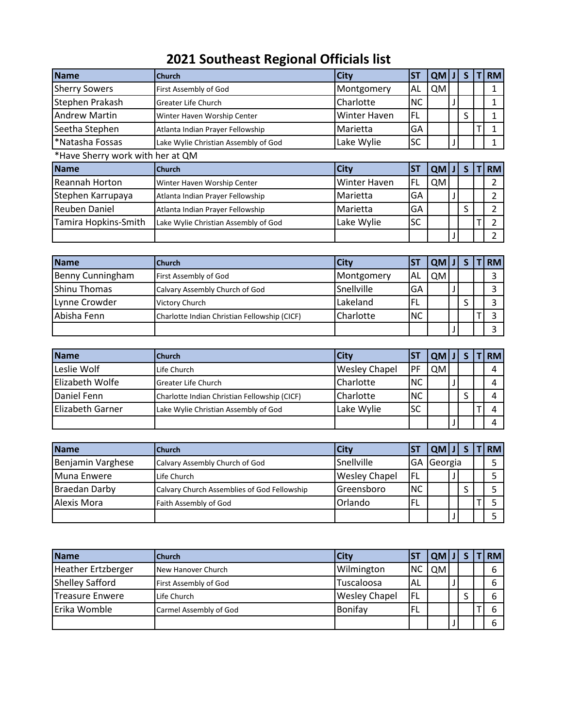# 2021 Southeast Regional Officials list

| Name | Church | City | ST | QM | J | S | T | RM |
|---|---|---|---|---|---|---|---|---|
| Sherry Sowers | First Assembly of God | Montgomery | AL | QM | | | | 1 |
| Stephen Prakash | Greater Life Church | Charlotte | NC | | J | | | 1 |
| Andrew Martin | Winter Haven Worship Center | Winter Haven | FL | | | S | | 1 |
| Seetha Stephen | Atlanta Indian Prayer Fellowship | Marietta | GA | | | | T | 1 |
| *Natasha Fossas | Lake Wylie Christian Assembly of God | Lake Wylie | SC | | J | | | 1 |

*Have Sherry work with her at QM

| Name | Church | City | ST | QM | J | S | T | RM |
|---|---|---|---|---|---|---|---|---|
| Reannah Horton | Winter Haven Worship Center | Winter Haven | FL | QM | | | | 2 |
| Stephen Karrupaya | Atlanta Indian Prayer Fellowship | Marietta | GA | | J | | | 2 |
| Reuben Daniel | Atlanta Indian Prayer Fellowship | Marietta | GA | | | S | | 2 |
| Tamira Hopkins-Smith | Lake Wylie Christian Assembly of God | Lake Wylie | SC | | | | T | 2 |
| | | | | | J | | | 2 |

| Name | Church | City | ST | QM | J | S | T | RM |
|---|---|---|---|---|---|---|---|---|
| Benny Cunningham | First Assembly of God | Montgomery | AL | QM | | | | 3 |
| Shinu Thomas | Calvary Assembly Church of God | Snellville | GA | | J | | | 3 |
| Lynne Crowder | Victory Church | Lakeland | FL | | | S | | 3 |
| Abisha Fenn | Charlotte Indian Christian Fellowship (CICF) | Charlotte | NC | | | | T | 3 |
| | | | | | J | | | 3 |

| Name | Church | City | ST | QM | J | S | T | RM |
|---|---|---|---|---|---|---|---|---|
| Leslie Wolf | Life Church | Wesley Chapel | PF | QM | | | | 4 |
| Elizabeth Wolfe | Greater Life Church | Charlotte | NC | | J | | | 4 |
| Daniel Fenn | Charlotte Indian Christian Fellowship (CICF) | Charlotte | NC | | | S | | 4 |
| Elizabeth Garner | Lake Wylie Christian Assembly of God | Lake Wylie | SC | | | | T | 4 |
| | | | | | J | | | 4 |

| Name | Church | City | ST | QM | J | S | T | RM |
|---|---|---|---|---|---|---|---|---|
| Benjamin Varghese | Calvary Assembly Church of God | Snellville | GA | Georgia | | | | 5 |
| Muna Enwere | Life Church | Wesley Chapel | FL | | J | | | 5 |
| Braedan Darby | Calvary Church Assemblies of God Fellowship | Greensboro | NC | | | S | | 5 |
| Alexis Mora | Faith Assembly of God | Orlando | FL | | | | T | 5 |
| | | | | | J | | | 5 |

| Name | Church | City | ST | QM | J | S | T | RM |
|---|---|---|---|---|---|---|---|---|
| Heather Ertzberger | New Hanover Church | Wilmington | NC | QM | | | | 6 |
| Shelley Safford | First Assembly of God | Tuscaloosa | AL | | J | | | 6 |
| Treasure Enwere | Life Church | Wesley Chapel | FL | | | S | | 6 |
| Erika Womble | Carmel Assembly of God | Bonifay | FL | | | | T | 6 |
| | | | | | J | | | 6 |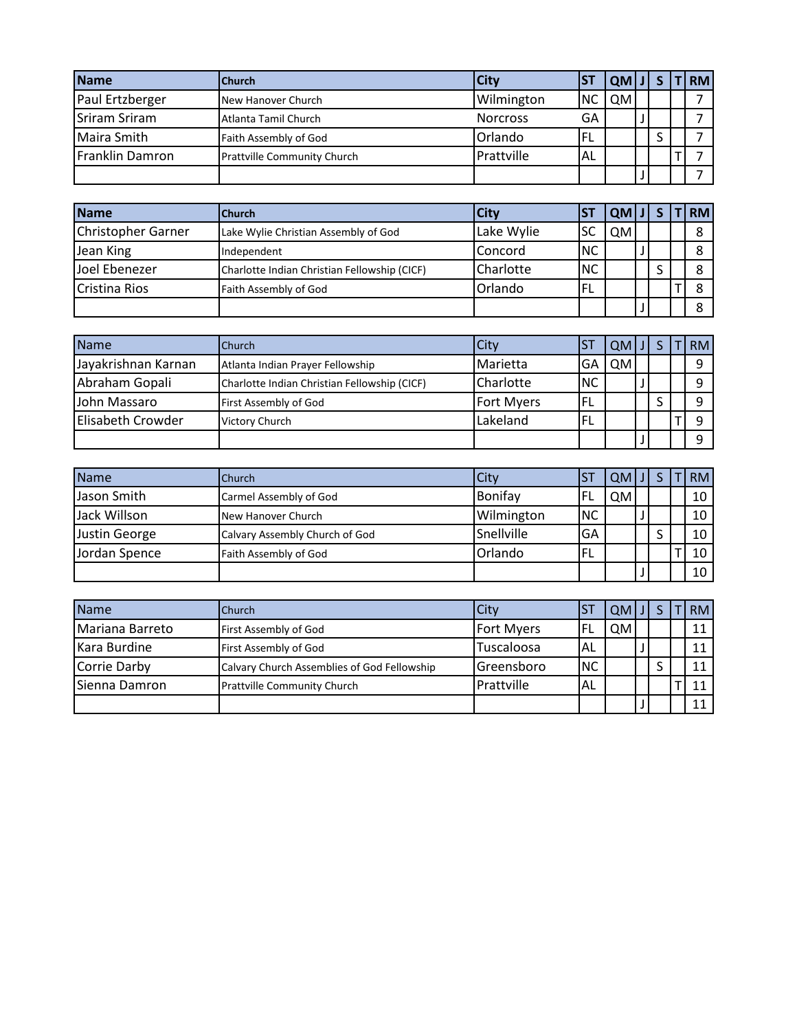| Name | Church | City | ST | QM | J | S | T | RM |
|---|---|---|---|---|---|---|---|---|
| Paul Ertzberger | New Hanover Church | Wilmington | NC | QM | | | | 7 |
| Sriram Sriram | Atlanta Tamil Church | Norcross | GA | | J | | | 7 |
| Maira Smith | Faith Assembly of God | Orlando | FL | | | S | | 7 |
| Franklin Damron | Prattville Community Church | Prattville | AL | | | | T | 7 |
| | | | | | J | | | 7 |

| Name | Church | City | ST | QM | J | S | T | RM |
|---|---|---|---|---|---|---|---|---|
| Christopher Garner | Lake Wylie Christian Assembly of God | Lake Wylie | SC | QM | | | | 8 |
| Jean King | Independent | Concord | NC | | J | | | 8 |
| Joel Ebenezer | Charlotte Indian Christian Fellowship (CICF) | Charlotte | NC | | | S | | 8 |
| Cristina Rios | Faith Assembly of God | Orlando | FL | | | | T | 8 |
| | | | | | J | | | 8 |

| Name | Church | City | ST | QM | J | S | T | RM |
|---|---|---|---|---|---|---|---|---|
| Jayakrishnan Karnan | Atlanta Indian Prayer Fellowship | Marietta | GA | QM | | | | 9 |
| Abraham Gopali | Charlotte Indian Christian Fellowship (CICF) | Charlotte | NC | | J | | | 9 |
| John Massaro | First Assembly of God | Fort Myers | FL | | | S | | 9 |
| Elisabeth Crowder | Victory Church | Lakeland | FL | | | | T | 9 |
| | | | | | J | | | 9 |

| Name | Church | City | ST | QM | J | S | T | RM |
|---|---|---|---|---|---|---|---|---|
| Jason Smith | Carmel Assembly of God | Bonifay | FL | QM | | | | 10 |
| Jack Willson | New Hanover Church | Wilmington | NC | | J | | | 10 |
| Justin George | Calvary Assembly Church of God | Snellville | GA | | | S | | 10 |
| Jordan Spence | Faith Assembly of God | Orlando | FL | | | | T | 10 |
| | | | | | J | | | 10 |

| Name | Church | City | ST | QM | J | S | T | RM |
|---|---|---|---|---|---|---|---|---|
| Mariana Barreto | First Assembly of God | Fort Myers | FL | QM | | | | 11 |
| Kara Burdine | First Assembly of God | Tuscaloosa | AL | | J | | | 11 |
| Corrie Darby | Calvary Church Assemblies of God Fellowship | Greensboro | NC | | | S | | 11 |
| Sienna Damron | Prattville Community Church | Prattville | AL | | | | T | 11 |
| | | | | | J | | | 11 |